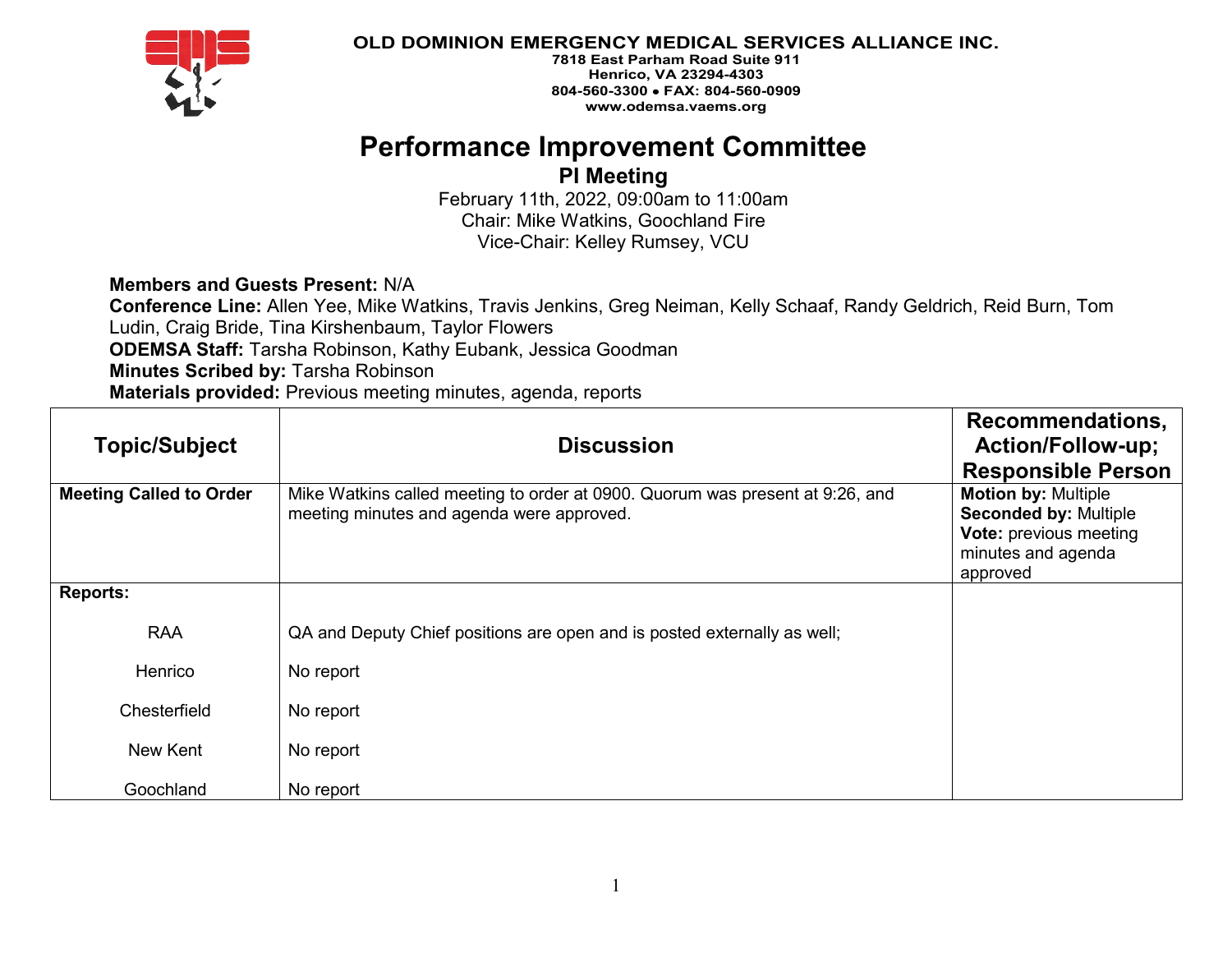**OLD DOMINION EMERGENCY MEDICAL SERVICES ALLIANCE INC.**
**7818 East Parham Road Suite 911**
**Henrico, VA 23294-4303**
**804-560-3300 • FAX: 804-560-0909**
**www.odemsa.vaems.org**

# Performance Improvement Committee

## PI Meeting

February 11th, 2022, 09:00am to 11:00am
Chair: Mike Watkins, Goochland Fire
Vice-Chair: Kelley Rumsey, VCU

**Members and Guests Present:** N/A
**Conference Line:** Allen Yee, Mike Watkins, Travis Jenkins, Greg Neiman, Kelly Schaaf, Randy Geldrich, Reid Burn, Tom Ludin, Craig Bride, Tina Kirshenbaum, Taylor Flowers
**ODEMSA Staff:** Tarsha Robinson, Kathy Eubank, Jessica Goodman
**Minutes Scribed by:** Tarsha Robinson
**Materials provided:** Previous meeting minutes, agenda, reports

| Topic/Subject | Discussion | Recommendations, Action/Follow-up; Responsible Person |
|---|---|---|
| **Meeting Called to Order** | Mike Watkins called meeting to order at 0900. Quorum was present at 9:26, and meeting minutes and agenda were approved. | **Motion by:** Multiple<br>**Seconded by:** Multiple<br>**Vote:** previous meeting minutes and agenda approved |
| **Reports:** | | |
| RAA | QA and Deputy Chief positions are open and is posted externally as well; | |
| Henrico | No report | |
| Chesterfield | No report | |
| New Kent | No report | |
| Goochland | No report | |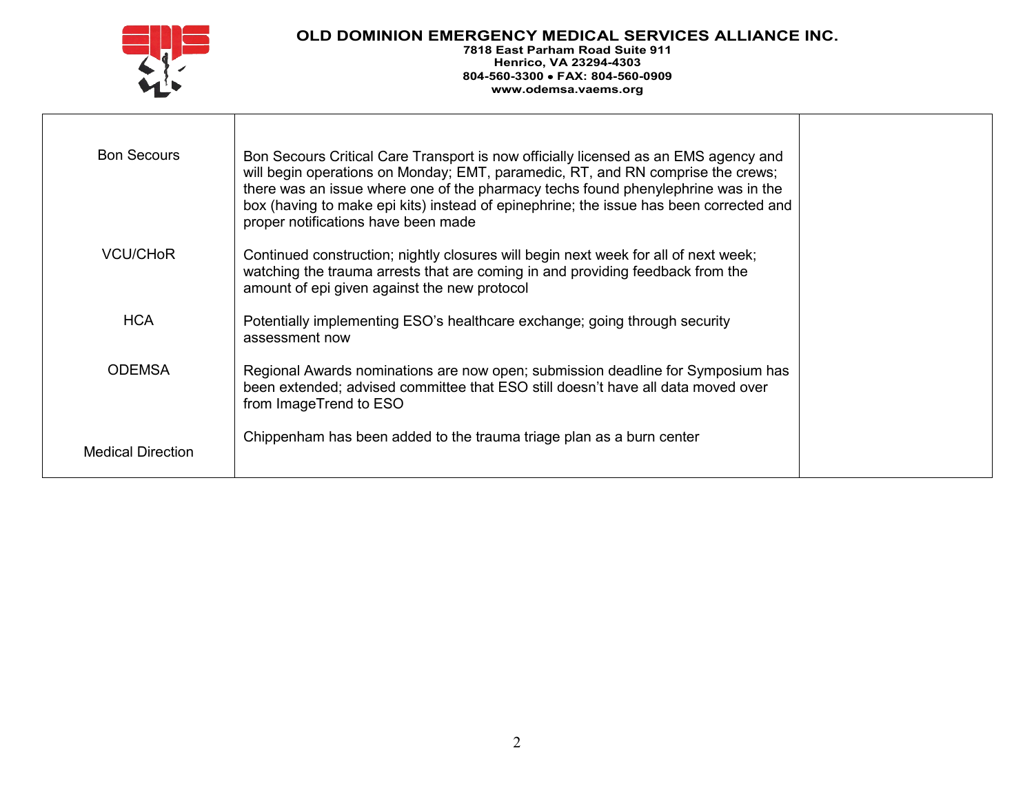| | | |
|---|---|---|
| Bon Secours | Bon Secours Critical Care Transport is now officially licensed as an EMS agency and will begin operations on Monday; EMT, paramedic, RT, and RN comprise the crews; there was an issue where one of the pharmacy techs found phenylephrine was in the box (having to make epi kits) instead of epinephrine; the issue has been corrected and proper notifications have been made | |
| VCU/CHoR | Continued construction; nightly closures will begin next week for all of next week; watching the trauma arrests that are coming in and providing feedback from the amount of epi given against the new protocol | |
| HCA | Potentially implementing ESO's healthcare exchange; going through security assessment now | |
| ODEMSA | Regional Awards nominations are now open; submission deadline for Symposium has been extended; advised committee that ESO still doesn't have all data moved over from ImageTrend to ESO | |
| Medical Direction | Chippenham has been added to the trauma triage plan as a burn center | |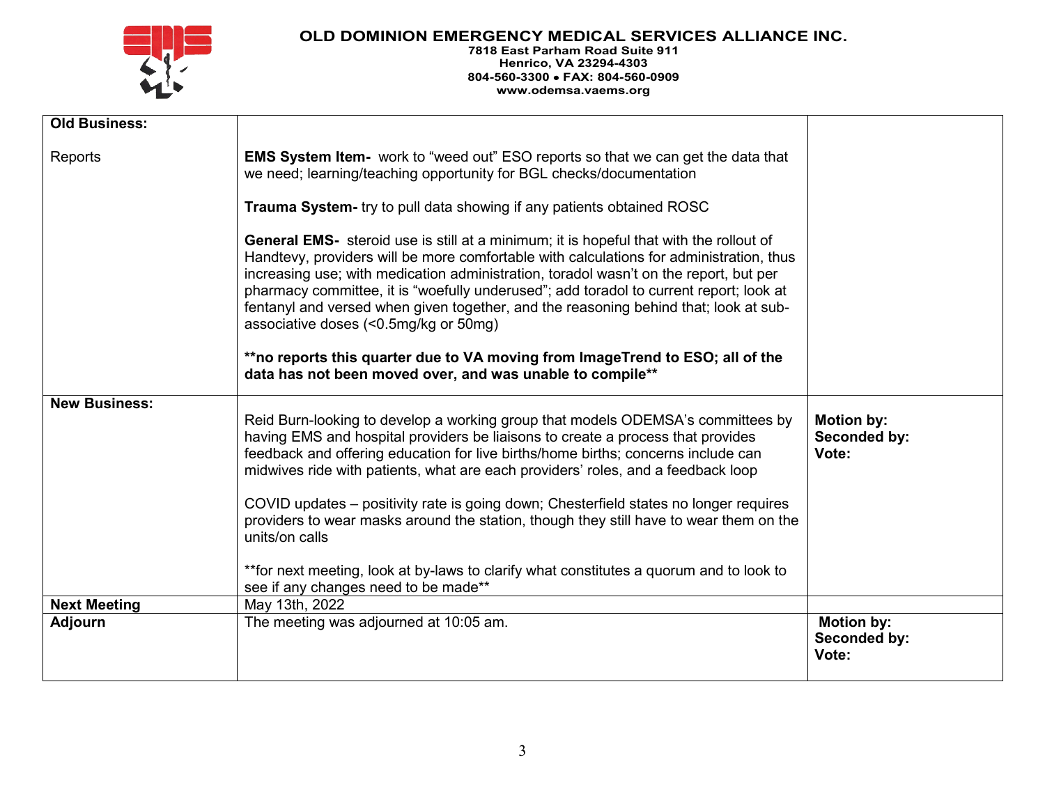**OLD DOMINION EMERGENCY MEDICAL SERVICES ALLIANCE INC.**
**7818 East Parham Road Suite 911**
**Henrico, VA 23294-4303**
**804-560-3300 • FAX: 804-560-0909**
**www.odemsa.vaems.org**

| **Old Business:** | | |
|---|---|---|
| Reports | **EMS System Item-** work to "weed out" ESO reports so that we can get the data that we need; learning/teaching opportunity for BGL checks/documentation<br><br>**Trauma System-** try to pull data showing if any patients obtained ROSC<br><br>**General EMS-** steroid use is still at a minimum; it is hopeful that with the rollout of Handtevy, providers will be more comfortable with calculations for administration, thus increasing use; with medication administration, toradol wasn't on the report, but per pharmacy committee, it is "woefully underused"; add toradol to current report; look at fentanyl and versed when given together, and the reasoning behind that; look at sub-associative doses (<0.5mg/kg or 50mg)<br><br>**\*\*no reports this quarter due to VA moving from ImageTrend to ESO; all of the data has not been moved over, and was unable to compile\*\*** | |
| **New Business:** | Reid Burn-looking to develop a working group that models ODEMSA's committees by having EMS and hospital providers be liaisons to create a process that provides feedback and offering education for live births/home births; concerns include can midwives ride with patients, what are each providers' roles, and a feedback loop<br><br>COVID updates – positivity rate is going down; Chesterfield states no longer requires providers to wear masks around the station, though they still have to wear them on the units/on calls<br><br>\*\*for next meeting, look at by-laws to clarify what constitutes a quorum and to look to see if any changes need to be made\*\* | **Motion by:**<br>**Seconded by:**<br>**Vote:** |
| **Next Meeting** | May 13th, 2022 | |
| **Adjourn** | The meeting was adjourned at 10:05 am. | **Motion by:**<br>**Seconded by:**<br>**Vote:** |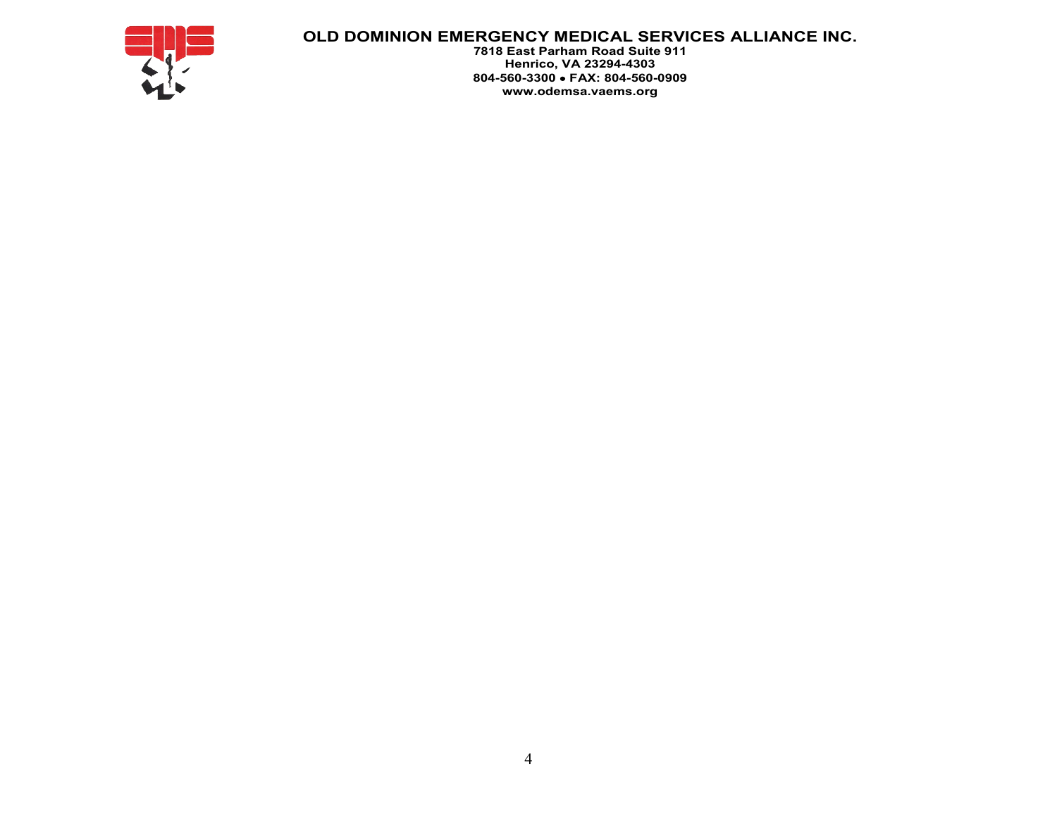**OLD DOMINION EMERGENCY MEDICAL SERVICES ALLIANCE INC.**
**7818 East Parham Road Suite 911**
**Henrico, VA 23294-4303**
**804-560-3300 • FAX: 804-560-0909**
**www.odemsa.vaems.org**